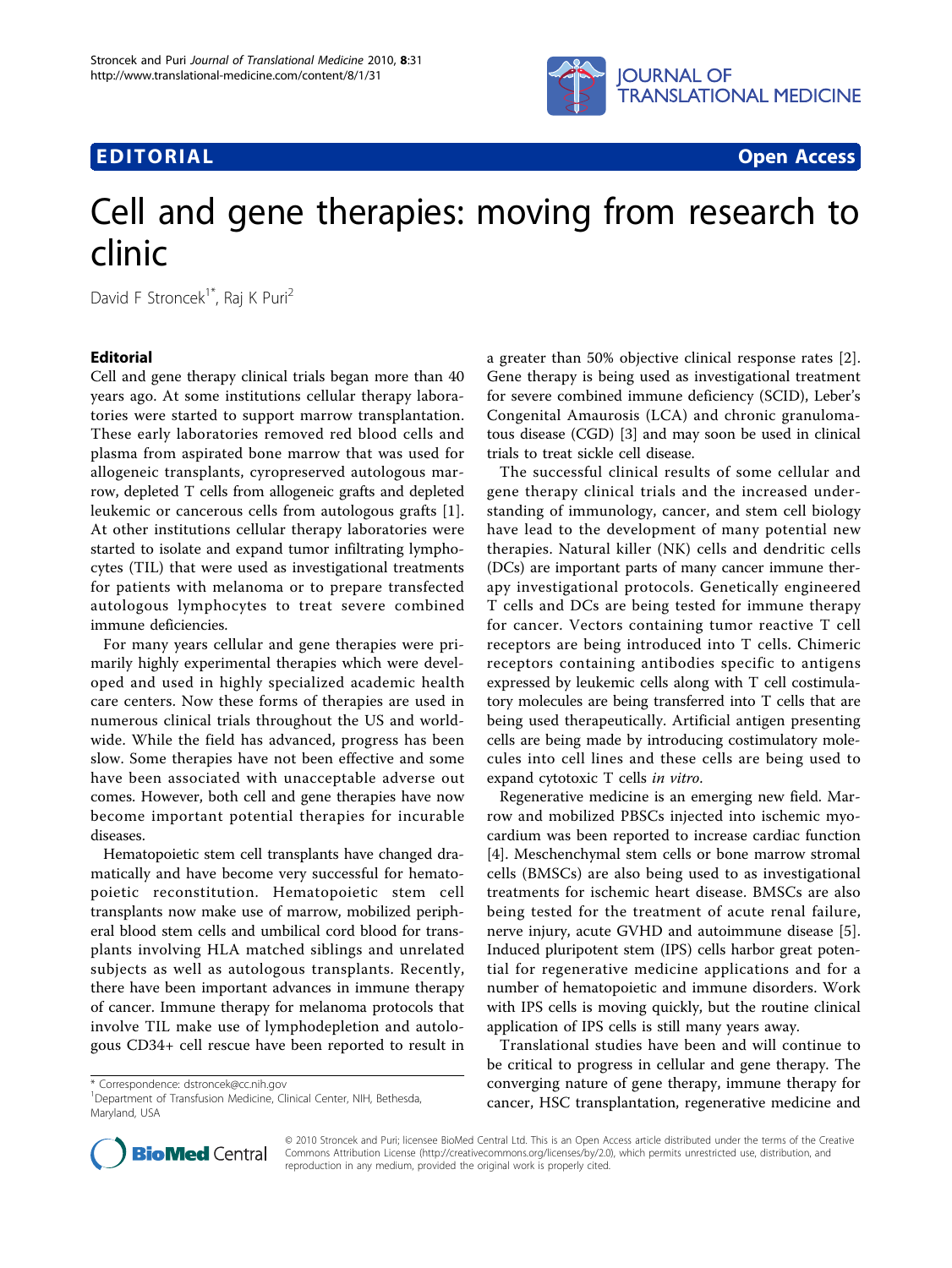# EDITORIAL

# Cell and gene therapies: moving from research to clinic

David F Stroncek[1*], Raj K Puri[2]

## Editorial

Cell and gene therapy clinical trials began more than 40 years ago. At some institutions cellular therapy laboratories were started to support marrow transplantation. These early laboratories removed red blood cells and plasma from aspirated bone marrow that was used for allogeneic transplants, cyropreserved autologous marrow, depleted T cells from allogeneic grafts and depleted leukemic or cancerous cells from autologous grafts [1]. At other institutions cellular therapy laboratories were started to isolate and expand tumor infiltrating lymphocytes (TIL) that were used as investigational treatments for patients with melanoma or to prepare transfected autologous lymphocytes to treat severe combined immune deficiencies.

For many years cellular and gene therapies were primarily highly experimental therapies which were developed and used in highly specialized academic health care centers. Now these forms of therapies are used in numerous clinical trials throughout the US and worldwide. While the field has advanced, progress has been slow. Some therapies have not been effective and some have been associated with unacceptable adverse out comes. However, both cell and gene therapies have now become important potential therapies for incurable diseases.

Hematopoietic stem cell transplants have changed dramatically and have become very successful for hematopoietic reconstitution. Hematopoietic stem cell transplants now make use of marrow, mobilized peripheral blood stem cells and umbilical cord blood for transplants involving HLA matched siblings and unrelated subjects as well as autologous transplants. Recently, there have been important advances in immune therapy of cancer. Immune therapy for melanoma protocols that involve TIL make use of lymphodepletion and autologous CD34+ cell rescue have been reported to result in a greater than 50% objective clinical response rates [2]. Gene therapy is being used as investigational treatment for severe combined immune deficiency (SCID), Leber's Congenital Amaurosis (LCA) and chronic granulomatous disease (CGD) [3] and may soon be used in clinical trials to treat sickle cell disease.

The successful clinical results of some cellular and gene therapy clinical trials and the increased understanding of immunology, cancer, and stem cell biology have lead to the development of many potential new therapies. Natural killer (NK) cells and dendritic cells (DCs) are important parts of many cancer immune therapy investigational protocols. Genetically engineered T cells and DCs are being tested for immune therapy for cancer. Vectors containing tumor reactive T cell receptors are being introduced into T cells. Chimeric receptors containing antibodies specific to antigens expressed by leukemic cells along with T cell costimulatory molecules are being transferred into T cells that are being used therapeutically. Artificial antigen presenting cells are being made by introducing costimulatory molecules into cell lines and these cells are being used to expand cytotoxic T cells *in vitro*.

Regenerative medicine is an emerging new field. Marrow and mobilized PBSCs injected into ischemic myocardium was been reported to increase cardiac function [4]. Meschenchymal stem cells or bone marrow stromal cells (BMSCs) are also being used to as investigational treatments for ischemic heart disease. BMSCs are also being tested for the treatment of acute renal failure, nerve injury, acute GVHD and autoimmune disease [5]. Induced pluripotent stem (IPS) cells harbor great potential for regenerative medicine applications and for a number of hematopoietic and immune disorders. Work with IPS cells is moving quickly, but the routine clinical application of IPS cells is still many years away.

Translational studies have been and will continue to be critical to progress in cellular and gene therapy. The converging nature of gene therapy, immune therapy for cancer, HSC transplantation, regenerative medicine and

\* Correspondence: dstroncek@cc.nih.gov
[1]Department of Transfusion Medicine, Clinical Center, NIH, Bethesda, Maryland, USA

© 2010 Stroncek and Puri; licensee BioMed Central Ltd. This is an Open Access article distributed under the terms of the Creative Commons Attribution License (http://creativecommons.org/licenses/by/2.0), which permits unrestricted use, distribution, and reproduction in any medium, provided the original work is properly cited.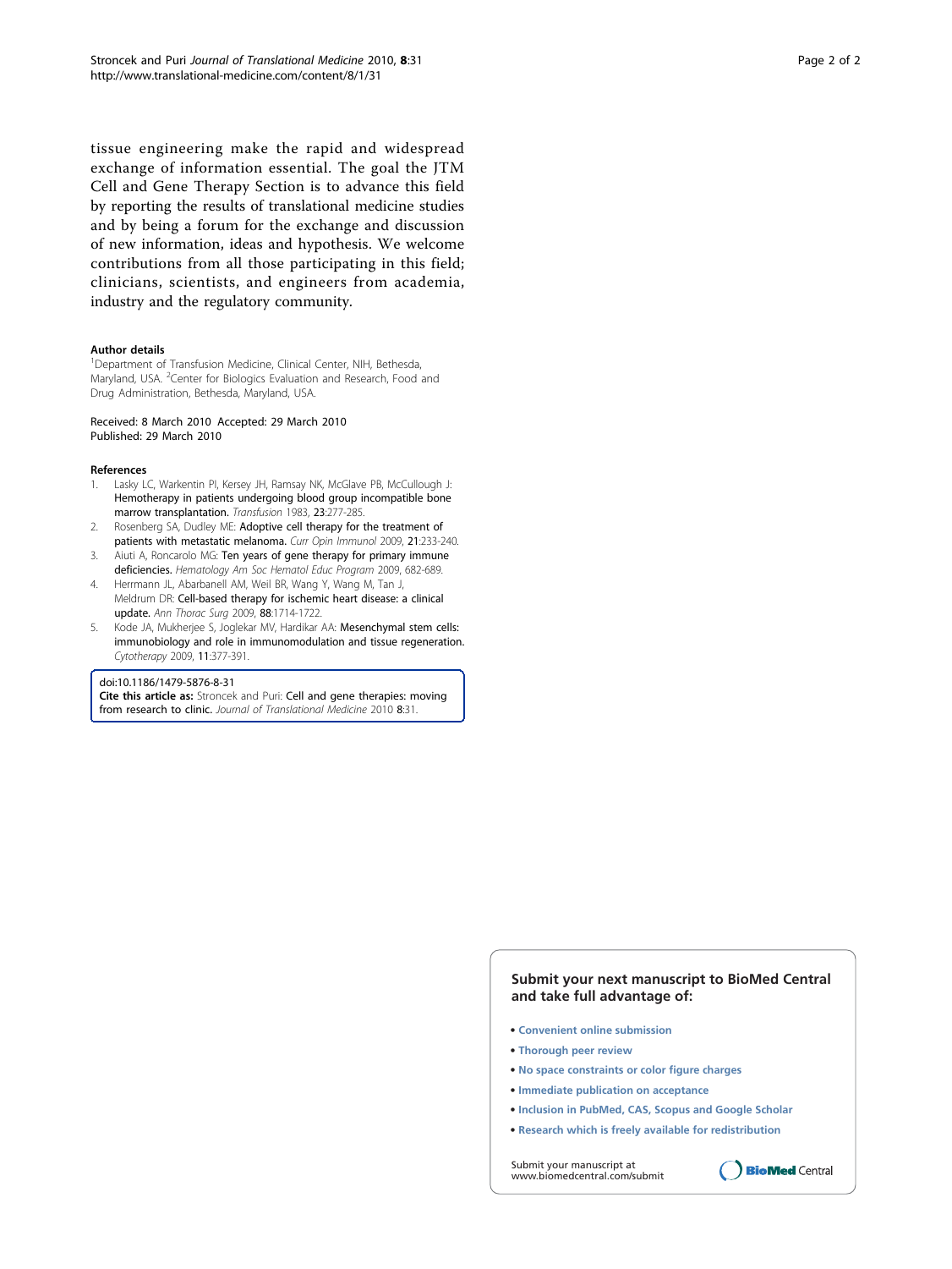tissue engineering make the rapid and widespread exchange of information essential. The goal the JTM Cell and Gene Therapy Section is to advance this field by reporting the results of translational medicine studies and by being a forum for the exchange and discussion of new information, ideas and hypothesis. We welcome contributions from all those participating in this field; clinicians, scientists, and engineers from academia, industry and the regulatory community.

#### Author details

[1]Department of Transfusion Medicine, Clinical Center, NIH, Bethesda, Maryland, USA. [2]Center for Biologics Evaluation and Research, Food and Drug Administration, Bethesda, Maryland, USA.

Received: 8 March 2010 Accepted: 29 March 2010
Published: 29 March 2010

#### References

1. Lasky LC, Warkentin PI, Kersey JH, Ramsay NK, McGlave PB, McCullough J: **Hemotherapy in patients undergoing blood group incompatible bone marrow transplantation.** *Transfusion* 1983, **23**:277-285.
2. Rosenberg SA, Dudley ME: **Adoptive cell therapy for the treatment of patients with metastatic melanoma.** *Curr Opin Immunol* 2009, **21**:233-240.
3. Aiuti A, Roncarolo MG: **Ten years of gene therapy for primary immune deficiencies.** *Hematology Am Soc Hematol Educ Program* 2009, 682-689.
4. Herrmann JL, Abarbanell AM, Weil BR, Wang Y, Wang M, Tan J, Meldrum DR: **Cell-based therapy for ischemic heart disease: a clinical update.** *Ann Thorac Surg* 2009, **88**:1714-1722.
5. Kode JA, Mukherjee S, Joglekar MV, Hardikar AA: **Mesenchymal stem cells: immunobiology and role in immunomodulation and tissue regeneration.** *Cytotherapy* 2009, **11**:377-391.

doi:10.1186/1479-5876-8-31
**Cite this article as:** Stroncek and Puri: **Cell and gene therapies: moving from research to clinic.** *Journal of Translational Medicine* 2010 **8**:31.

**Submit your next manuscript to BioMed Central and take full advantage of:**

- **Convenient online submission**
- **Thorough peer review**
- **No space constraints or color figure charges**
- **Immediate publication on acceptance**
- **Inclusion in PubMed, CAS, Scopus and Google Scholar**
- **Research which is freely available for redistribution**

Submit your manuscript at
www.biomedcentral.com/submit

BioMed Central